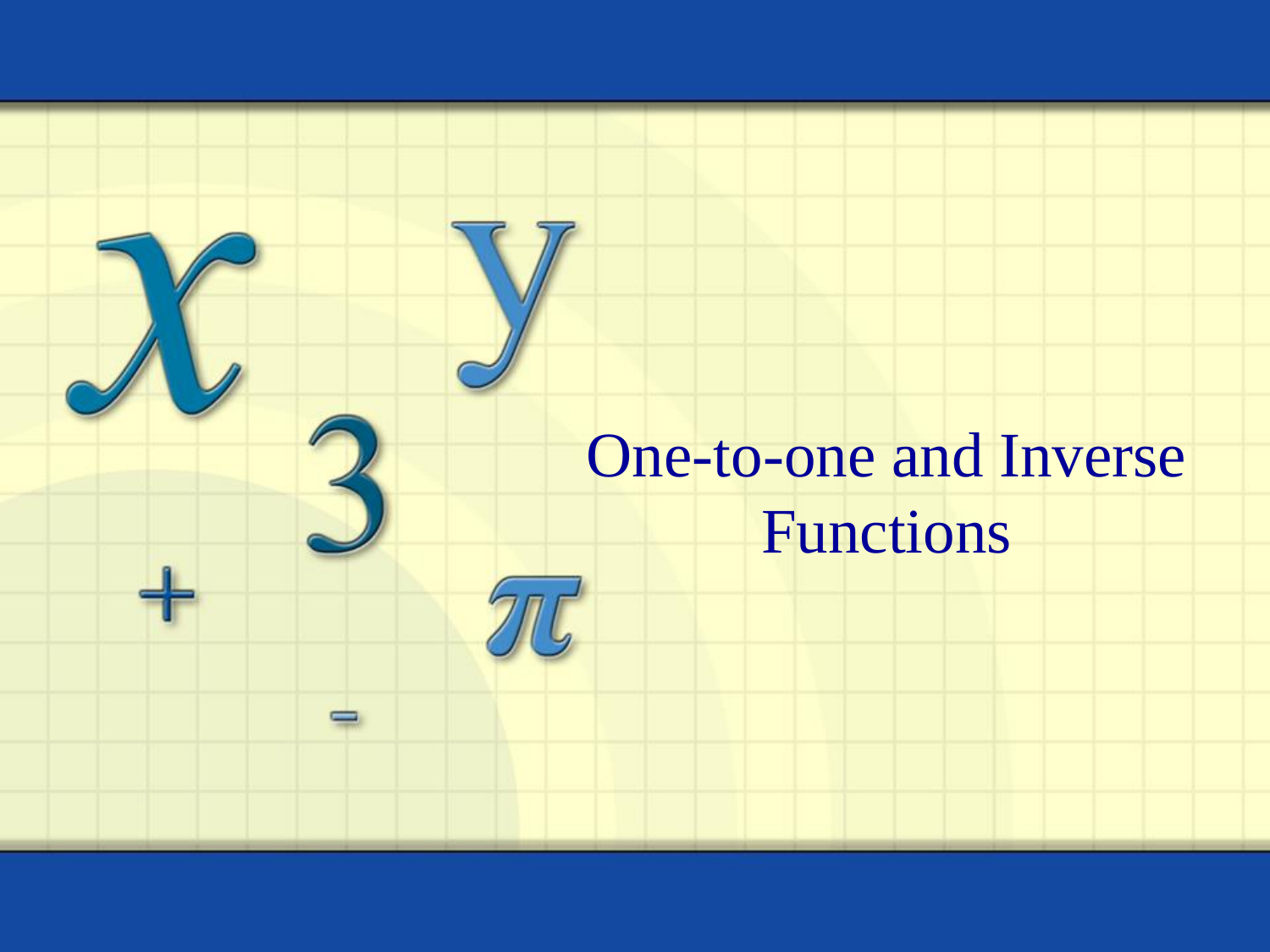# One-to-one and Inverse Functions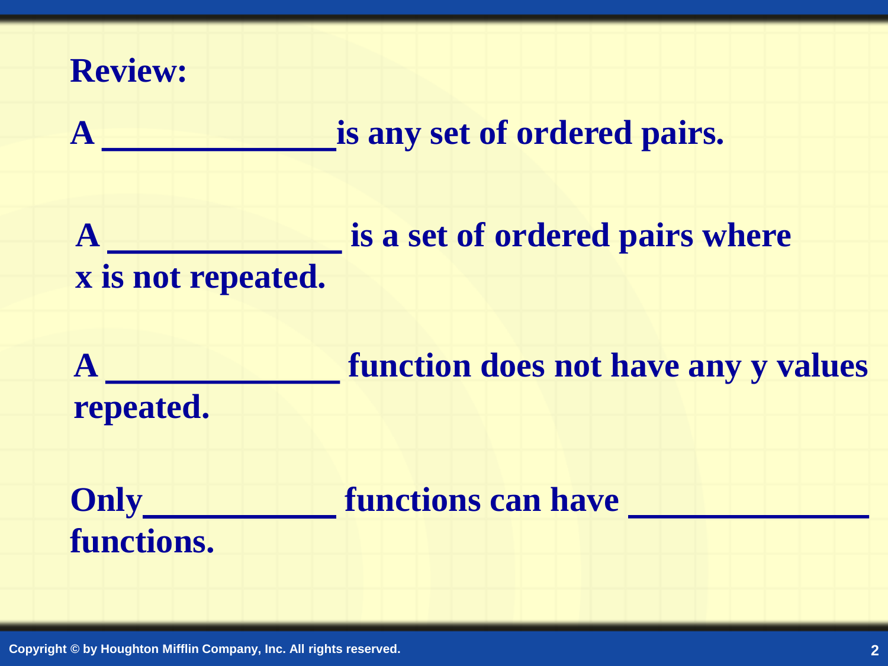**Review:**

A ______________ is any set of ordered pairs.

A ______________ is a set of ordered pairs where x is not repeated.

A ______________ function does not have any y values repeated.

Only ____________ functions can have ______________ functions.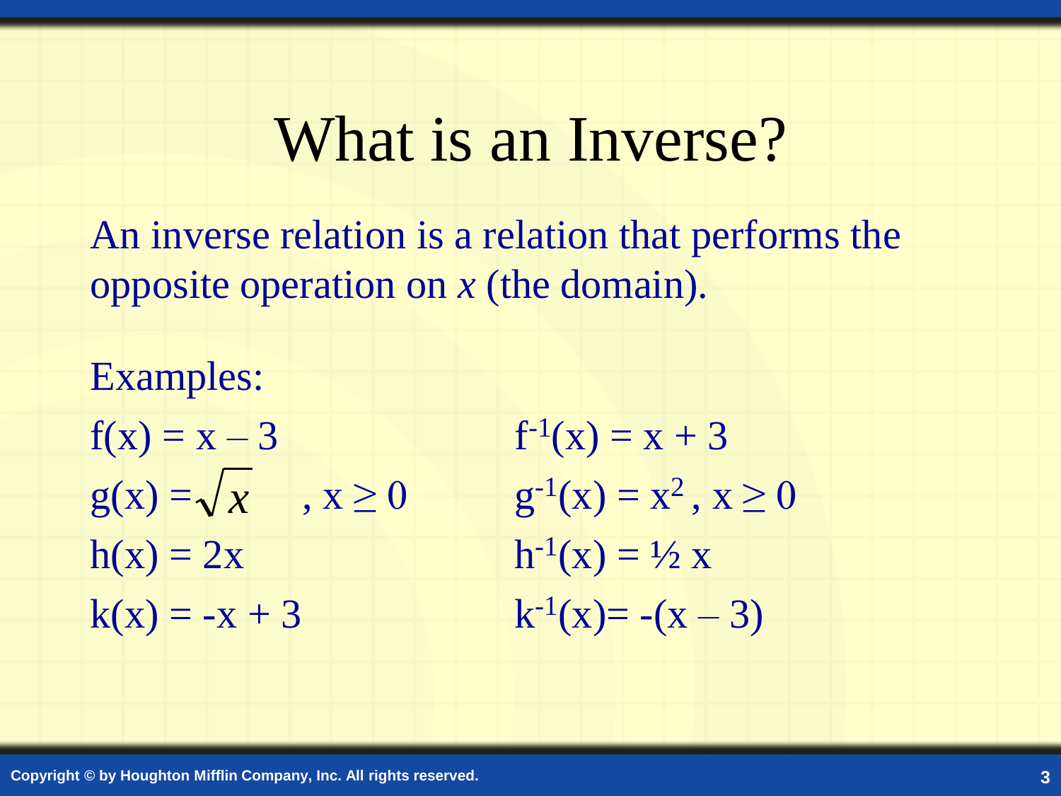# What is an Inverse?

An inverse relation is a relation that performs the opposite operation on *x* (the domain).

Examples:

| | |
|---|---|
| $f(x) = x - 3$ | $f^{-1}(x) = x + 3$ |
| $g(x) = \sqrt{x}$ , $x \geq 0$ | $g^{-1}(x) = x^2$, $x \geq 0$ |
| $h(x) = 2x$ | $h^{-1}(x) = \frac{1}{2}x$ |
| $k(x) = -x + 3$ | $k^{-1}(x) = -(x - 3)$ |

Copyright © by Houghton Mifflin Company, Inc. All rights reserved.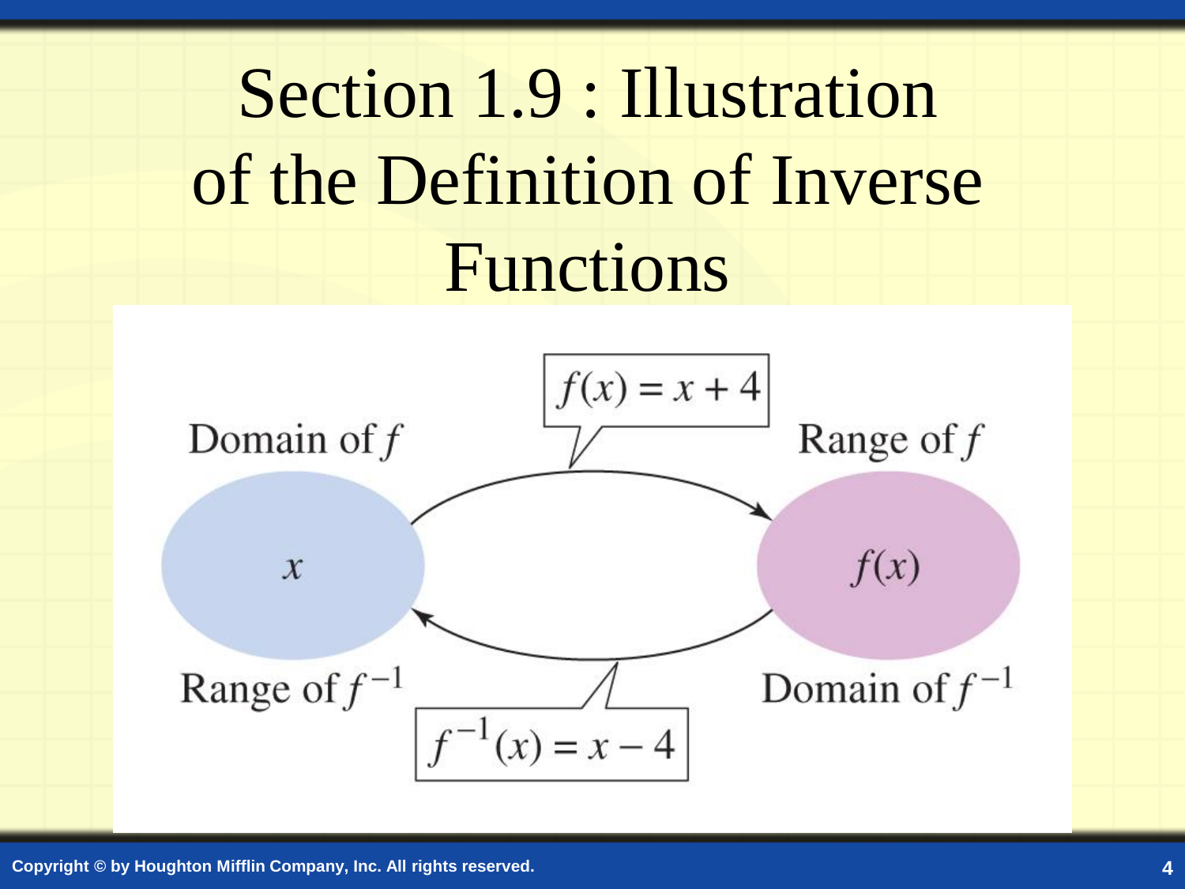# Section 1.9 : Illustration of the Definition of Inverse Functions

$f(x) = x + 4$

Domain of $f$

Range of $f$

$x$

$f(x)$

Range of $f^{-1}$

Domain of $f^{-1}$

$f^{-1}(x) = x - 4$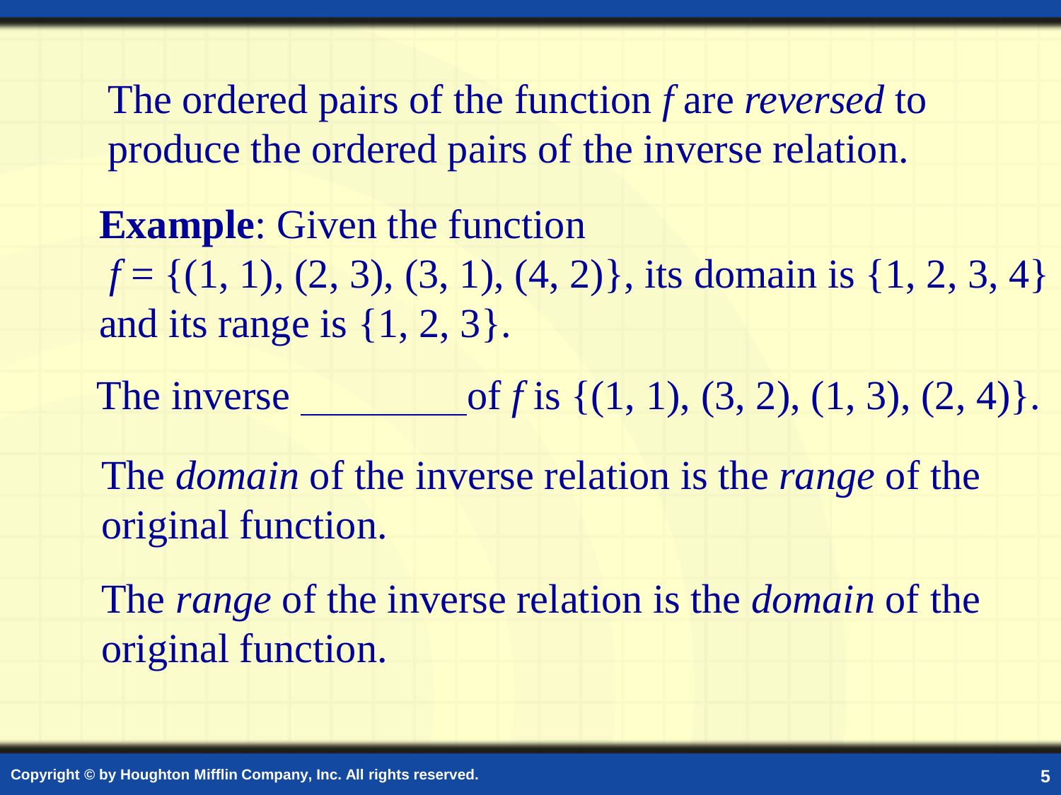The ordered pairs of the function $f$ are *reversed* to produce the ordered pairs of the inverse relation.

**Example**: Given the function $f = \{(1, 1), (2, 3), (3, 1), (4, 2)\}$, its domain is $\{1, 2, 3, 4\}$ and its range is $\{1, 2, 3\}$.

The inverse \_\_\_\_\_\_\_\_\_ of $f$ is $\{(1, 1), (3, 2), (1, 3), (2, 4)\}$.

The *domain* of the inverse relation is the *range* of the original function.

The *range* of the inverse relation is the *domain* of the original function.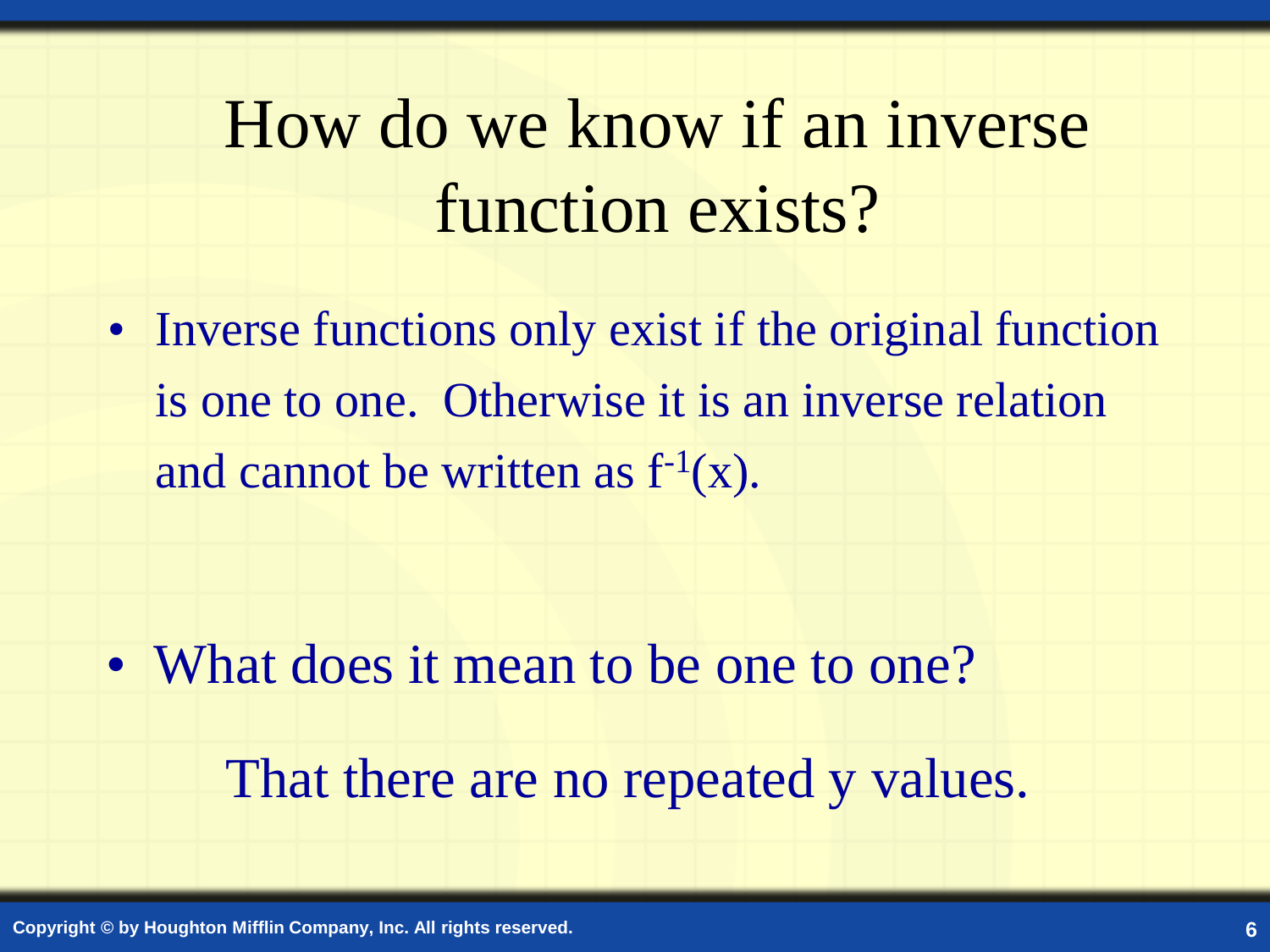# How do we know if an inverse function exists?

- Inverse functions only exist if the original function is one to one. Otherwise it is an inverse relation and cannot be written as $f^{-1}(x)$.

- What does it mean to be one to one?

  That there are no repeated y values.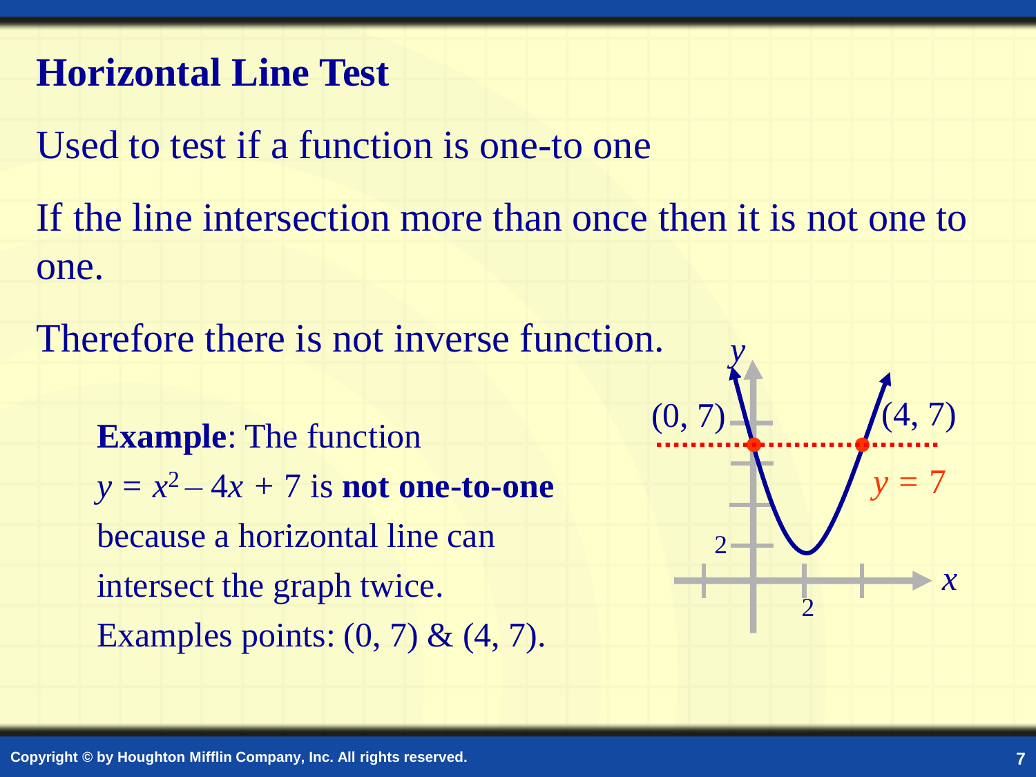# Horizontal Line Test

Used to test if a function is one-to one

If the line intersection more than once then it is not one to one.

Therefore there is not inverse function.

**Example**: The function $y = x^2 - 4x + 7$ is **not one-to-one** because a horizontal line can intersect the graph twice. Examples points: (0, 7) & (4, 7).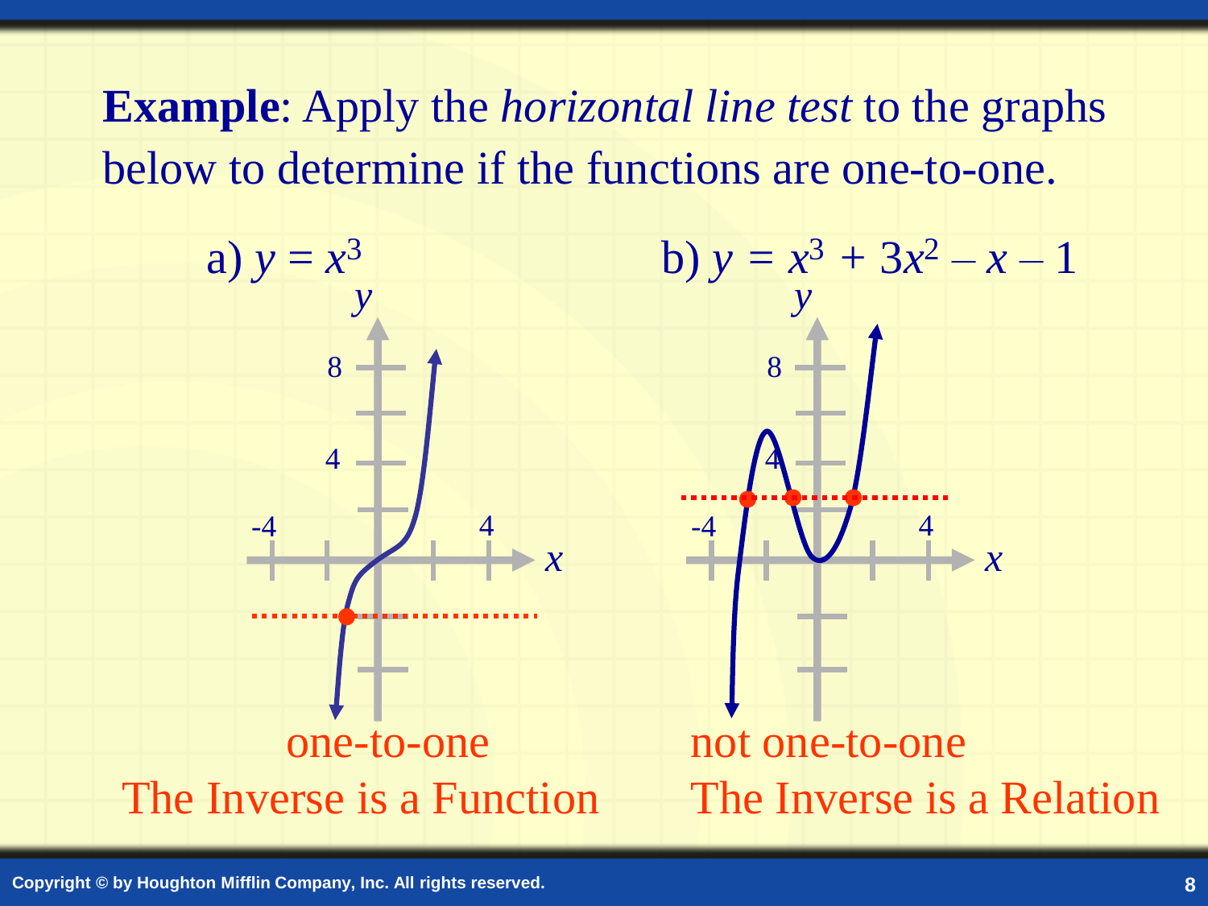**Example**: Apply the *horizontal line test* to the graphs below to determine if the functions are one-to-one.

a) $y = x^3$

one-to-one

The Inverse is a Function

b) $y = x^3 + 3x^2 - x - 1$

not one-to-one

The Inverse is a Relation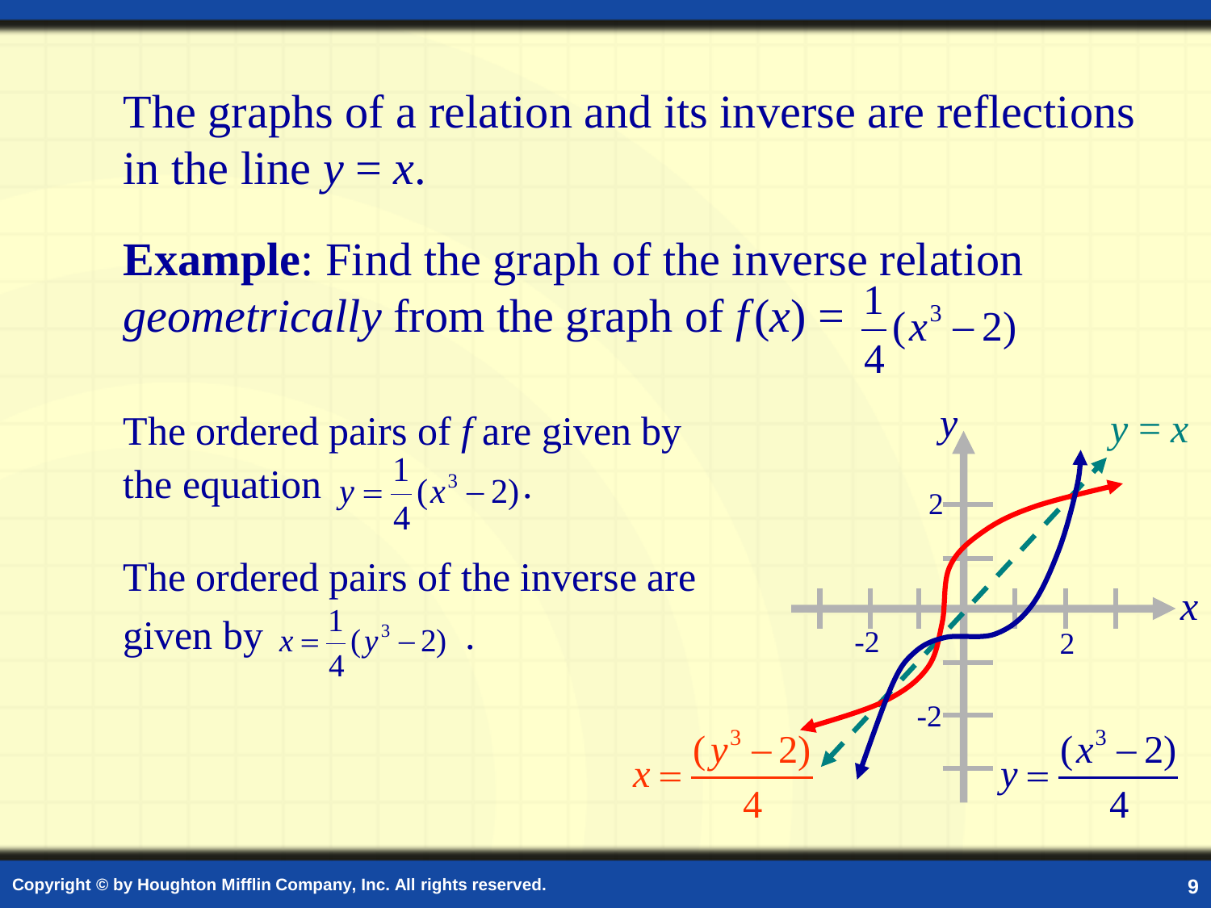The graphs of a relation and its inverse are reflections in the line $y = x$.

**Example**: Find the graph of the inverse relation *geometrically* from the graph of $f(x) = \frac{1}{4}(x^3 - 2)$

The ordered pairs of $f$ are given by the equation $y = \frac{1}{4}(x^3 - 2)$.

The ordered pairs of the inverse are given by $x = \frac{1}{4}(y^3 - 2)$ .

$x = \frac{(y^3 - 2)}{4}$

$y = \frac{(x^3 - 2)}{4}$

$y = x$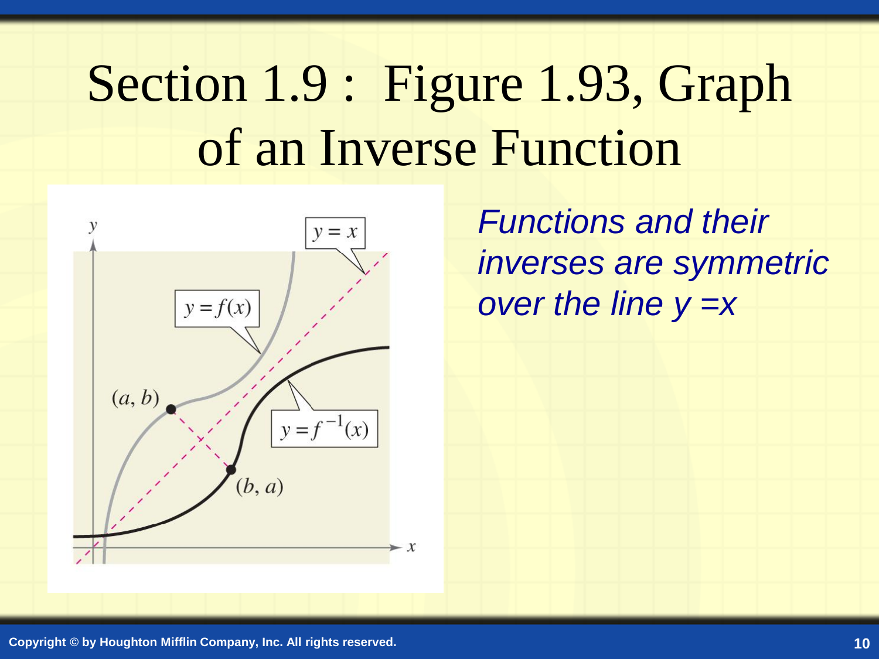# Section 1.9 : Figure 1.93, Graph of an Inverse Function

*Functions and their inverses are symmetric over the line $y = x$*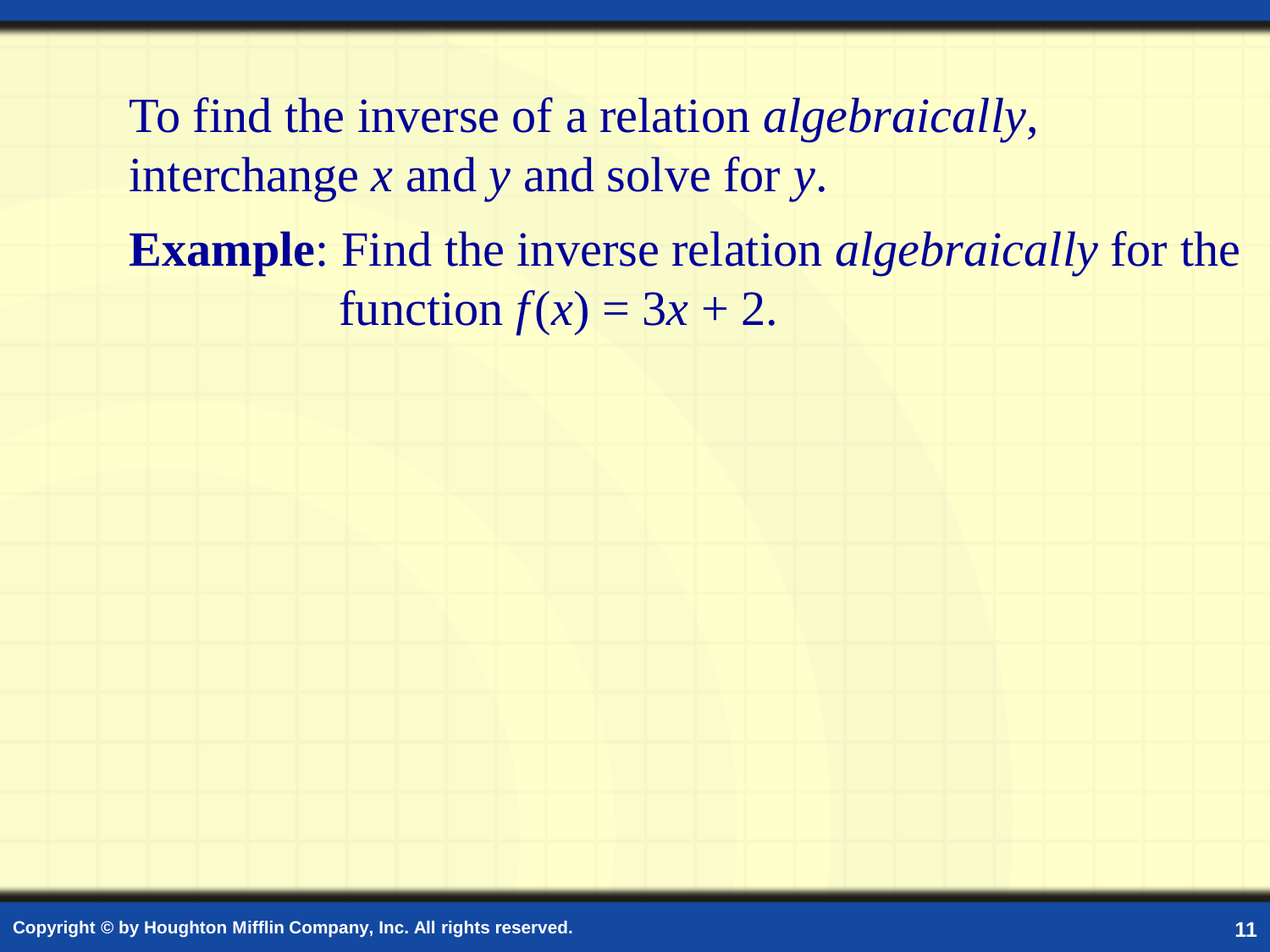To find the inverse of a relation *algebraically*, interchange $x$ and $y$ and solve for $y$.

**Example**: Find the inverse relation *algebraically* for the function $f(x) = 3x + 2$.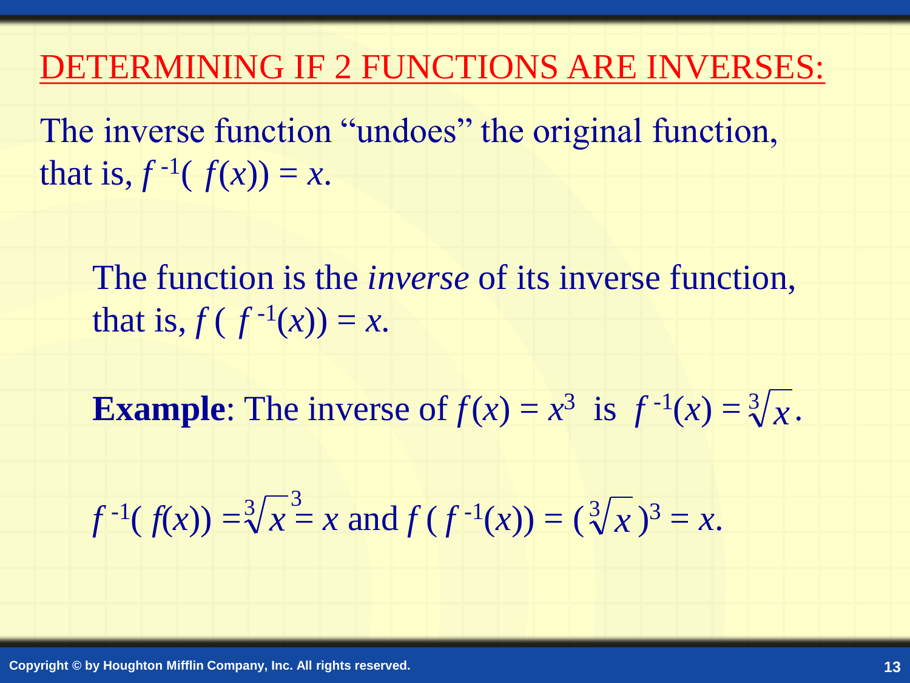## DETERMINING IF 2 FUNCTIONS ARE INVERSES:

The inverse function "undoes" the original function, that is, $f^{-1}(f(x)) = x$.

The function is the *inverse* of its inverse function, that is, $f(f^{-1}(x)) = x$.

**Example**: The inverse of $f(x) = x^3$ is $f^{-1}(x) = \sqrt[3]{x}$.

$f^{-1}(f(x)) = \sqrt[3]{x^3} = x$ and $f(f^{-1}(x)) = (\sqrt[3]{x})^3 = x$.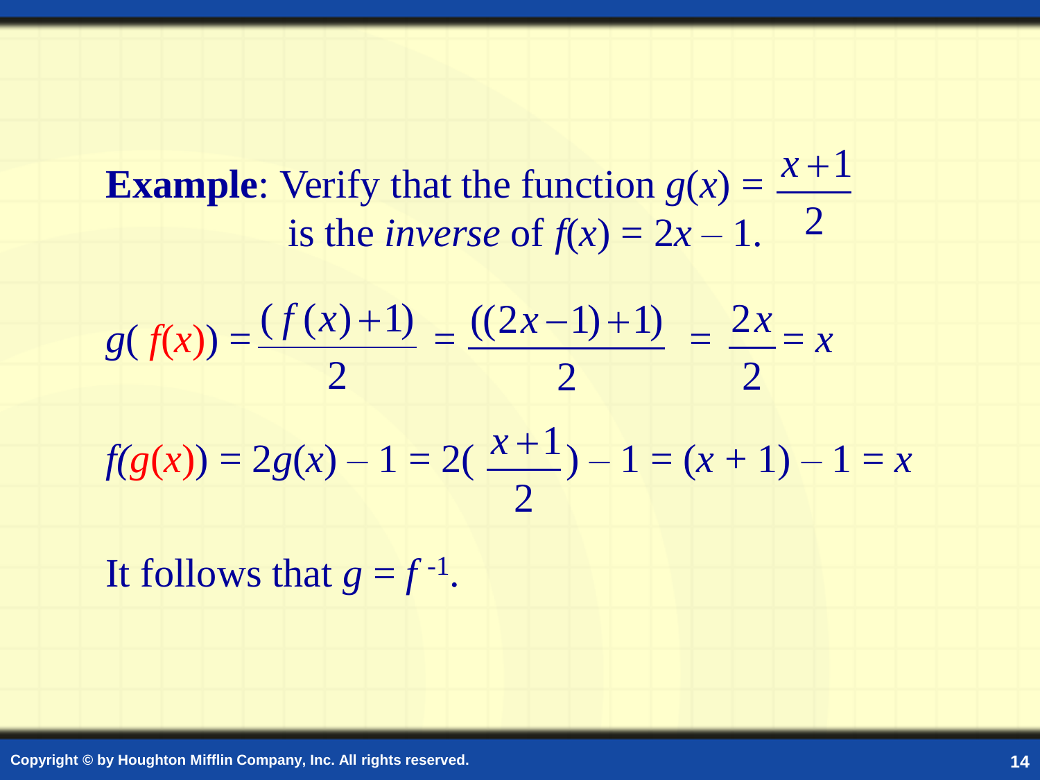**Example**: Verify that the function $g(x) = \frac{x+1}{2}$ is the *inverse* of $f(x) = 2x – 1$.

$$g(f(x)) = \frac{(f(x)+1)}{2} = \frac{((2x-1)+1)}{2} = \frac{2x}{2} = x$$

$$f(g(x)) = 2g(x) - 1 = 2\left(\frac{x+1}{2}\right) - 1 = (x + 1) - 1 = x$$

It follows that $g = f^{-1}$.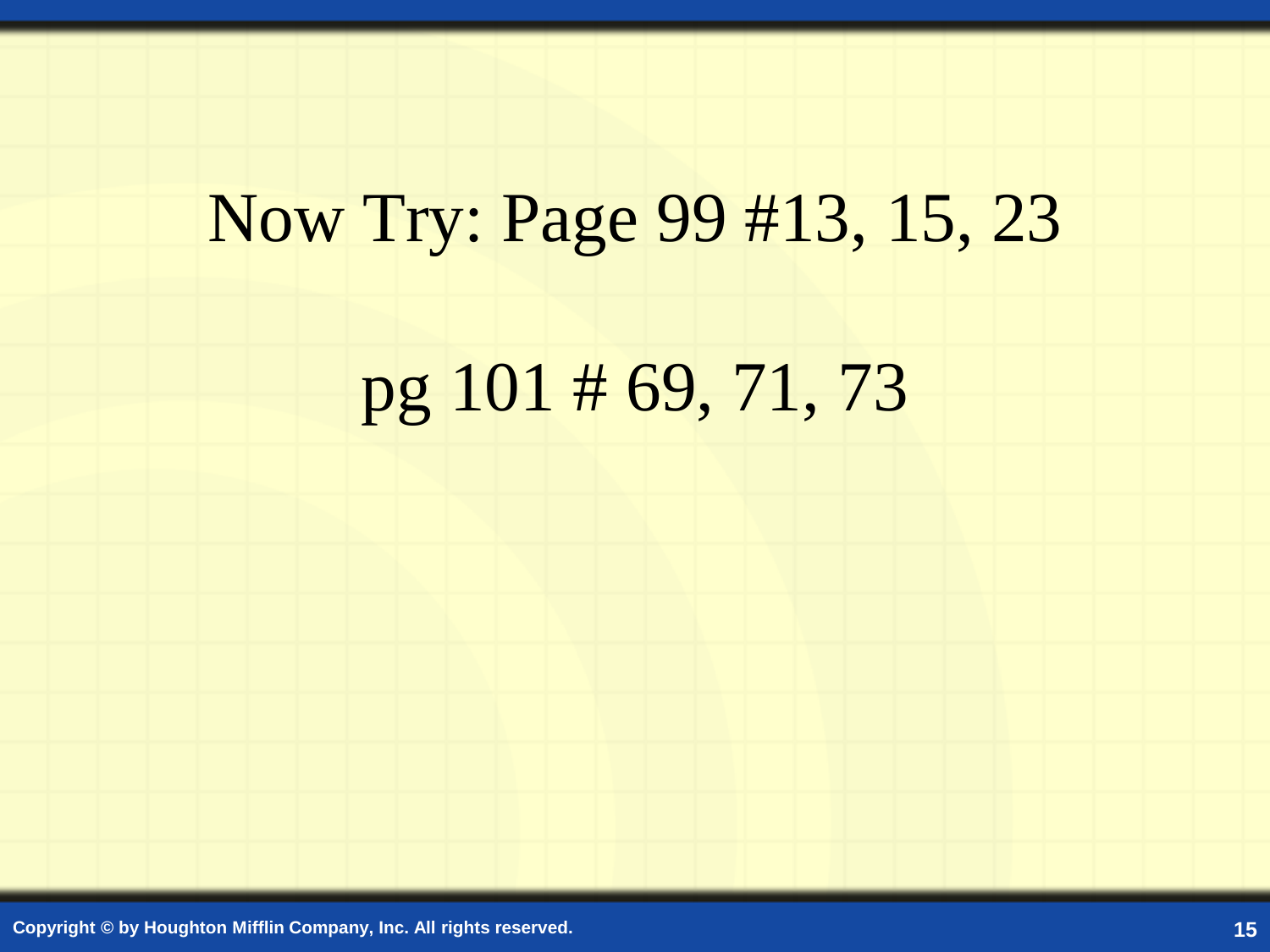Now Try: Page 99 #13, 15, 23

pg 101 # 69, 71, 73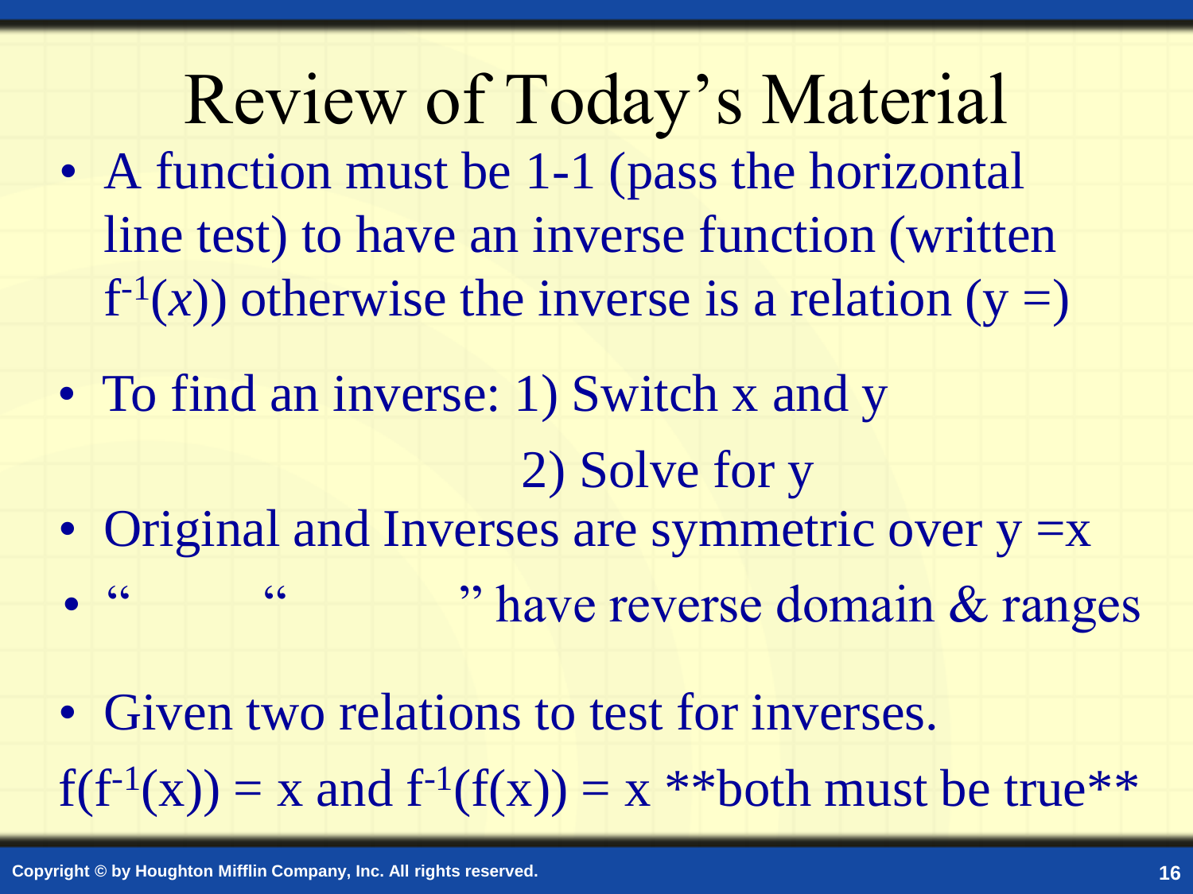# Review of Today's Material

- A function must be 1-1 (pass the horizontal line test) to have an inverse function (written $f^{-1}(x)$) otherwise the inverse is a relation (y =)
- To find an inverse: 1) Switch x and y
  2) Solve for y
- Original and Inverses are symmetric over y =x
- " " " have reverse domain & ranges
- Given two relations to test for inverses.

$f(f^{-1}(x)) = x$ and $f^{-1}(f(x)) = x$ **both must be true**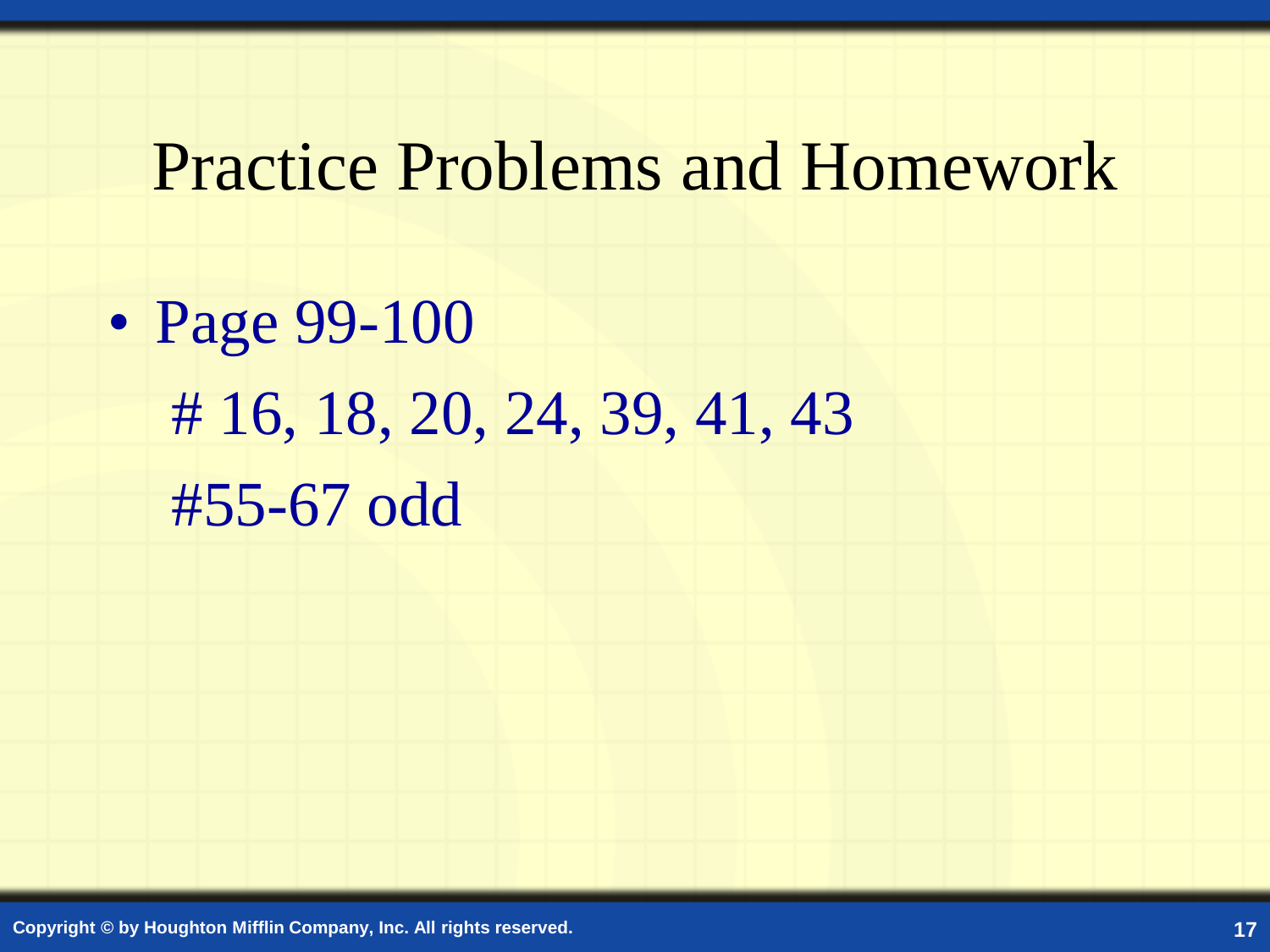# Practice Problems and Homework

- Page 99-100

  # 16, 18, 20, 24, 39, 41, 43

  #55-67 odd